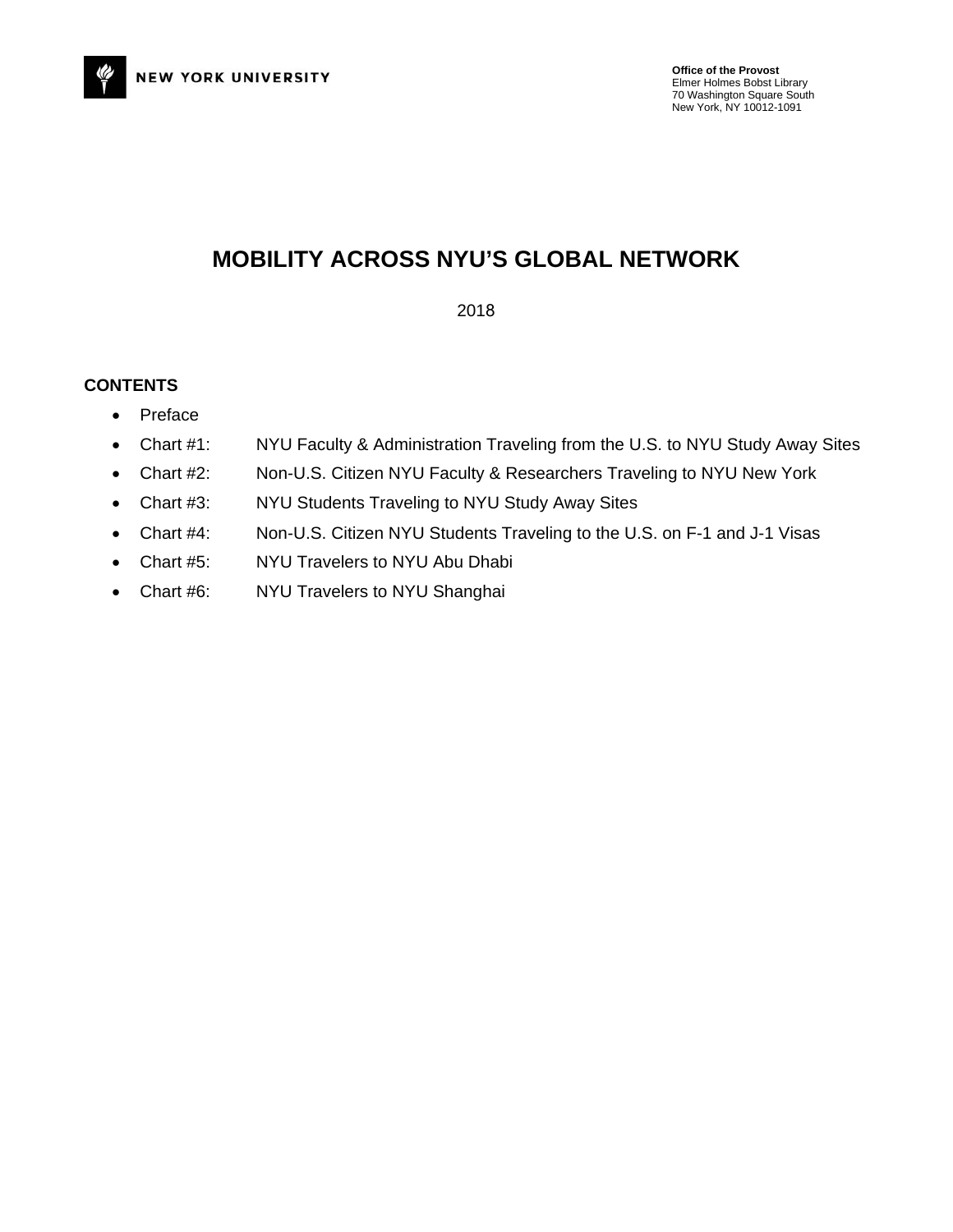NEW YORK UNIVERSITY

**Office of the Provost**
Elmer Holmes Bobst Library
70 Washington Square South
New York, NY 10012-1091

# MOBILITY ACROSS NYU'S GLOBAL NETWORK

2018

**CONTENTS**

- Preface
- Chart #1: NYU Faculty & Administration Traveling from the U.S. to NYU Study Away Sites
- Chart #2: Non-U.S. Citizen NYU Faculty & Researchers Traveling to NYU New York
- Chart #3: NYU Students Traveling to NYU Study Away Sites
- Chart #4: Non-U.S. Citizen NYU Students Traveling to the U.S. on F-1 and J-1 Visas
- Chart #5: NYU Travelers to NYU Abu Dhabi
- Chart #6: NYU Travelers to NYU Shanghai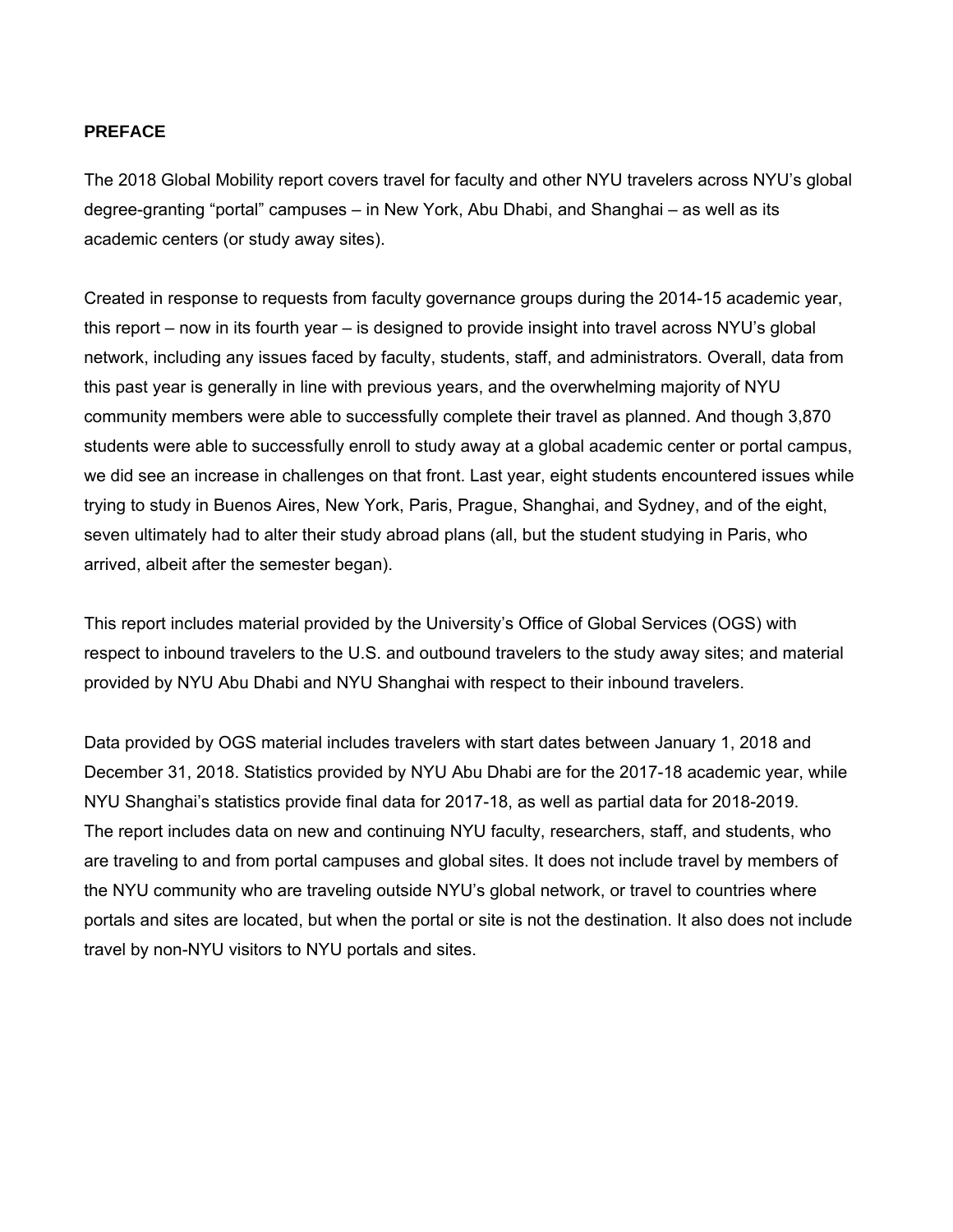## PREFACE

The 2018 Global Mobility report covers travel for faculty and other NYU travelers across NYU's global degree-granting "portal" campuses – in New York, Abu Dhabi, and Shanghai – as well as its academic centers (or study away sites).

Created in response to requests from faculty governance groups during the 2014-15 academic year, this report – now in its fourth year – is designed to provide insight into travel across NYU's global network, including any issues faced by faculty, students, staff, and administrators. Overall, data from this past year is generally in line with previous years, and the overwhelming majority of NYU community members were able to successfully complete their travel as planned. And though 3,870 students were able to successfully enroll to study away at a global academic center or portal campus, we did see an increase in challenges on that front. Last year, eight students encountered issues while trying to study in Buenos Aires, New York, Paris, Prague, Shanghai, and Sydney, and of the eight, seven ultimately had to alter their study abroad plans (all, but the student studying in Paris, who arrived, albeit after the semester began).

This report includes material provided by the University's Office of Global Services (OGS) with respect to inbound travelers to the U.S. and outbound travelers to the study away sites; and material provided by NYU Abu Dhabi and NYU Shanghai with respect to their inbound travelers.

Data provided by OGS material includes travelers with start dates between January 1, 2018 and December 31, 2018. Statistics provided by NYU Abu Dhabi are for the 2017-18 academic year, while NYU Shanghai's statistics provide final data for 2017-18, as well as partial data for 2018-2019.
The report includes data on new and continuing NYU faculty, researchers, staff, and students, who are traveling to and from portal campuses and global sites. It does not include travel by members of the NYU community who are traveling outside NYU's global network, or travel to countries where portals and sites are located, but when the portal or site is not the destination. It also does not include travel by non-NYU visitors to NYU portals and sites.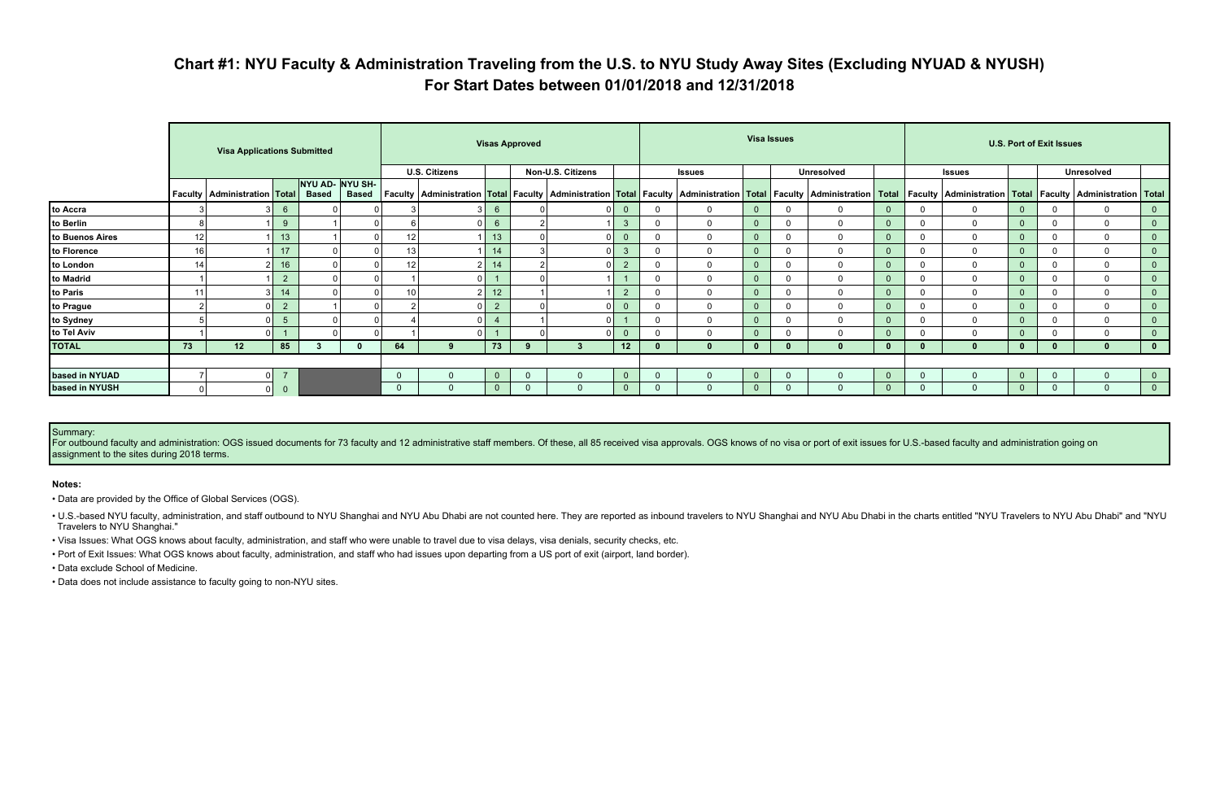# Chart #1: NYU Faculty & Administration Traveling from the U.S. to NYU Study Away Sites (Excluding NYUAD & NYUSH)
## For Start Dates between 01/01/2018 and 12/31/2018

| | Visa Applications Submitted | | | | | Visas Approved | | | | | | Visa Issues | | | | | | U.S. Port of Exit Issues | | | | | |
|---|---|---|---|---|---|---|---|---|---|---|---|---|---|---|---|---|---|---|---|---|---|---|---|
| | | | | | | U.S. Citizens | | | Non-U.S. Citizens | | | Issues | | | Unresolved | | | Issues | | | Unresolved | | |
| | Faculty | Administration | Total | NYU AD-Based | NYU SH-Based | Faculty | Administration | Total | Faculty | Administration | Total | Faculty | Administration | Total | Faculty | Administration | Total | Faculty | Administration | Total | Faculty | Administration | Total |
| to Accra | 3 | 3 | 6 | 0 | 0 | 3 | 3 | 6 | 0 | 0 | 0 | 0 | 0 | 0 | 0 | 0 | 0 | 0 | 0 | 0 | 0 | 0 | 0 |
| to Berlin | 8 | 1 | 9 | 1 | 0 | 6 | 0 | 6 | 2 | 1 | 3 | 0 | 0 | 0 | 0 | 0 | 0 | 0 | 0 | 0 | 0 | 0 | 0 |
| to Buenos Aires | 12 | 1 | 13 | 1 | 0 | 12 | 1 | 13 | 0 | 0 | 0 | 0 | 0 | 0 | 0 | 0 | 0 | 0 | 0 | 0 | 0 | 0 | 0 |
| to Florence | 16 | 1 | 17 | 0 | 0 | 13 | 1 | 14 | 3 | 0 | 3 | 0 | 0 | 0 | 0 | 0 | 0 | 0 | 0 | 0 | 0 | 0 | 0 |
| to London | 14 | 2 | 16 | 0 | 0 | 12 | 2 | 14 | 2 | 0 | 2 | 0 | 0 | 0 | 0 | 0 | 0 | 0 | 0 | 0 | 0 | 0 | 0 |
| to Madrid | 1 | 1 | 2 | 0 | 0 | 1 | 0 | 1 | 0 | 1 | 1 | 0 | 0 | 0 | 0 | 0 | 0 | 0 | 0 | 0 | 0 | 0 | 0 |
| to Paris | 11 | 3 | 14 | 0 | 0 | 10 | 2 | 12 | 1 | 1 | 2 | 0 | 0 | 0 | 0 | 0 | 0 | 0 | 0 | 0 | 0 | 0 | 0 |
| to Prague | 2 | 0 | 2 | 1 | 0 | 2 | 0 | 2 | 0 | 0 | 0 | 0 | 0 | 0 | 0 | 0 | 0 | 0 | 0 | 0 | 0 | 0 | 0 |
| to Sydney | 5 | 0 | 5 | 0 | 0 | 4 | 0 | 4 | 1 | 0 | 1 | 0 | 0 | 0 | 0 | 0 | 0 | 0 | 0 | 0 | 0 | 0 | 0 |
| to Tel Aviv | 1 | 0 | 1 | 0 | 0 | 1 | 0 | 1 | 0 | 0 | 0 | 0 | 0 | 0 | 0 | 0 | 0 | 0 | 0 | 0 | 0 | 0 | 0 |
| **TOTAL** | **73** | **12** | **85** | **3** | **0** | **64** | **9** | **73** | **9** | **3** | **12** | **0** | **0** | **0** | **0** | **0** | **0** | **0** | **0** | **0** | **0** | **0** | **0** |
| based in NYUAD | 7 | 0 | 7 | | | 0 | 0 | 0 | 0 | 0 | 0 | 0 | 0 | 0 | 0 | 0 | 0 | 0 | 0 | 0 | 0 | 0 | 0 |
| based in NYUSH | 0 | 0 | 0 | | | 0 | 0 | 0 | 0 | 0 | 0 | 0 | 0 | 0 | 0 | 0 | 0 | 0 | 0 | 0 | 0 | 0 | 0 |

Summary:
For outbound faculty and administration: OGS issued documents for 73 faculty and 12 administrative staff members. Of these, all 85 received visa approvals. OGS knows of no visa or port of exit issues for U.S.-based faculty and administration going on assignment to the sites during 2018 terms.

**Notes:**

- Data are provided by the Office of Global Services (OGS).
- U.S.-based NYU faculty, administration, and staff outbound to NYU Shanghai and NYU Abu Dhabi are not counted here. They are reported as inbound travelers to NYU Shanghai and NYU Abu Dhabi in the charts entitled "NYU Travelers to NYU Abu Dhabi" and "NYU Travelers to NYU Shanghai."
- Visa Issues: What OGS knows about faculty, administration, and staff who were unable to travel due to visa delays, visa denials, security checks, etc.
- Port of Exit Issues: What OGS knows about faculty, administration, and staff who had issues upon departing from a US port of exit (airport, land border).
- Data exclude School of Medicine.
- Data does not include assistance to faculty going to non-NYU sites.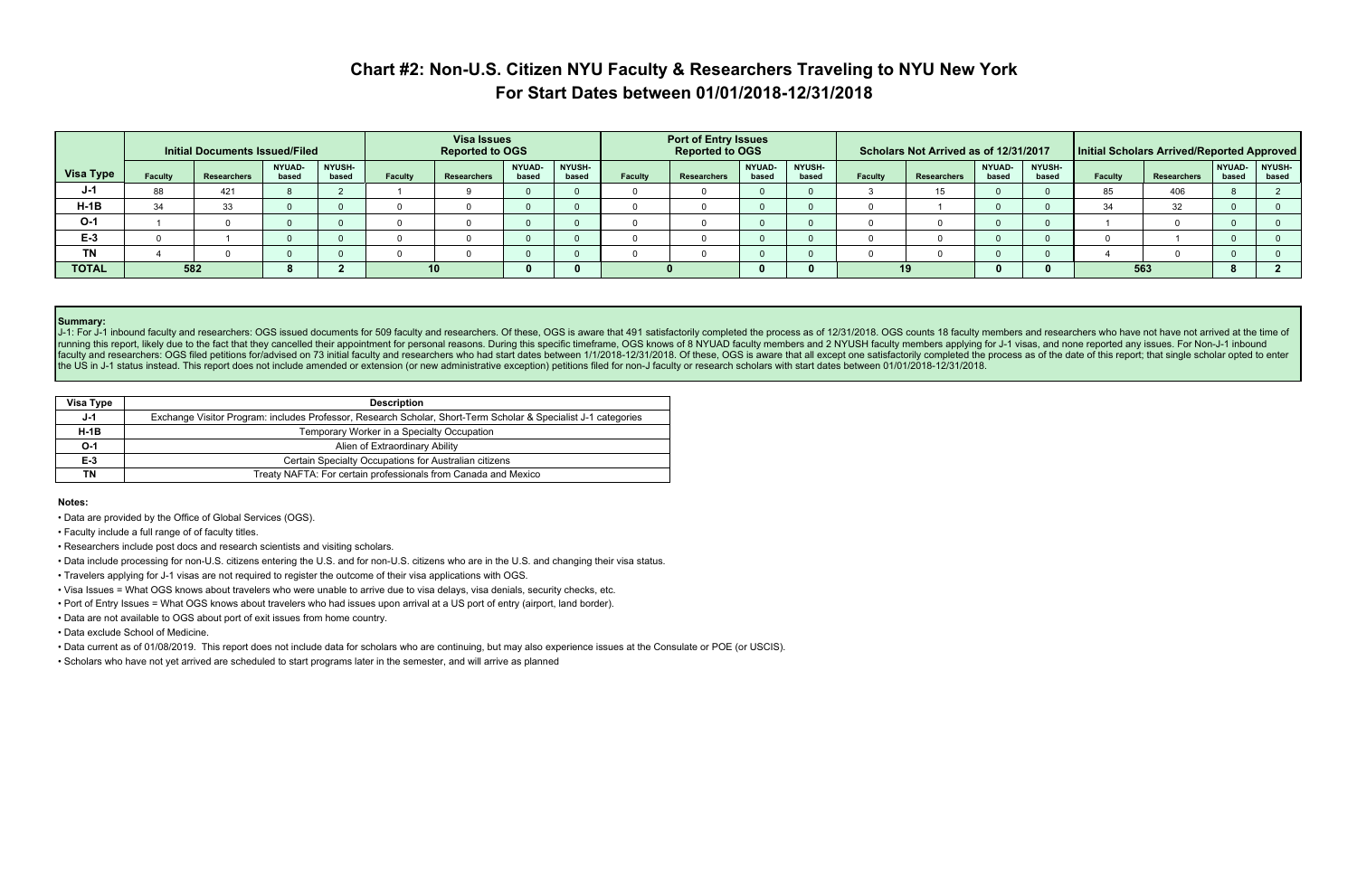# Chart #2: Non-U.S. Citizen NYU Faculty & Researchers Traveling to NYU New York

## For Start Dates between 01/01/2018-12/31/2018

| | Initial Documents Issued/Filed | | | | Visa Issues Reported to OGS | | | | Port of Entry Issues Reported to OGS | | | | Scholars Not Arrived as of 12/31/2017 | | | | Initial Scholars Arrived/Reported Approved | | | |
|---|---|---|---|---|---|---|---|---|---|---|---|---|---|---|---|---|---|---|---|---|
| **Visa Type** | Faculty | Researchers | NYUAD-based | NYUSH-based | Faculty | Researchers | NYUAD-based | NYUSH-based | Faculty | Researchers | NYUAD-based | NYUSH-based | Faculty | Researchers | NYUAD-based | NYUSH-based | Faculty | Researchers | NYUAD-based | NYUSH-based |
| **J-1** | 88 | 421 | 8 | 2 | 1 | 9 | 0 | 0 | 0 | 0 | 0 | 0 | 3 | 15 | 0 | 0 | 85 | 406 | 8 | 2 |
| **H-1B** | 34 | 33 | 0 | 0 | 0 | 0 | 0 | 0 | 0 | 0 | 0 | 0 | 0 | 1 | 0 | 0 | 34 | 32 | 0 | 0 |
| **O-1** | 1 | 0 | 0 | 0 | 0 | 0 | 0 | 0 | 0 | 0 | 0 | 0 | 0 | 0 | 0 | 0 | 1 | 0 | 0 | 0 |
| **E-3** | 0 | 1 | 0 | 0 | 0 | 0 | 0 | 0 | 0 | 0 | 0 | 0 | 0 | 0 | 0 | 0 | 0 | 1 | 0 | 0 |
| **TN** | 4 | 0 | 0 | 0 | 0 | 0 | 0 | 0 | 0 | 0 | 0 | 0 | 0 | 0 | 0 | 0 | 4 | 0 | 0 | 0 |
| **TOTAL** | **582** | | **8** | **2** | **10** | | **0** | **0** | **0** | | **0** | **0** | **19** | | **0** | **0** | **563** | | **8** | **2** |

**Summary:**
J-1: For J-1 inbound faculty and researchers: OGS issued documents for 509 faculty and researchers. Of these, OGS is aware that 491 satisfactorily completed the process as of 12/31/2018. OGS counts 18 faculty members and researchers who have not have not arrived at the time of running this report, likely due to the fact that they cancelled their appointment for personal reasons. During this specific timeframe, OGS knows of 8 NYUAD faculty members and 2 NYUSH faculty members applying for J-1 visas, and none reported any issues. For Non-J-1 inbound faculty and researchers: OGS filed petitions for/advised on 73 initial faculty and researchers who had start dates between 1/1/2018-12/31/2018. Of these, OGS is aware that all except one satisfactorily completed the process as of the date of this report; that single scholar opted to enter the US in J-1 status instead. This report does not include amended or extension (or new administrative exception) petitions filed for non-J faculty or research scholars with start dates between 01/01/2018-12/31/2018.

| Visa Type | Description |
|---|---|
| **J-1** | Exchange Visitor Program: includes Professor, Research Scholar, Short-Term Scholar & Specialist J-1 categories |
| **H-1B** | Temporary Worker in a Specialty Occupation |
| **O-1** | Alien of Extraordinary Ability |
| **E-3** | Certain Specialty Occupations for Australian citizens |
| **TN** | Treaty NAFTA: For certain professionals from Canada and Mexico |

**Notes:**

- Data are provided by the Office of Global Services (OGS).
- Faculty include a full range of of faculty titles.
- Researchers include post docs and research scientists and visiting scholars.
- Data include processing for non-U.S. citizens entering the U.S. and for non-U.S. citizens who are in the U.S. and changing their visa status.
- Travelers applying for J-1 visas are not required to register the outcome of their visa applications with OGS.
- Visa Issues = What OGS knows about travelers who were unable to arrive due to visa delays, visa denials, security checks, etc.
- Port of Entry Issues = What OGS knows about travelers who had issues upon arrival at a US port of entry (airport, land border).
- Data are not available to OGS about port of exit issues from home country.
- Data exclude School of Medicine.
- Data current as of 01/08/2019. This report does not include data for scholars who are continuing, but may also experience issues at the Consulate or POE (or USCIS).
- Scholars who have not yet arrived are scheduled to start programs later in the semester, and will arrive as planned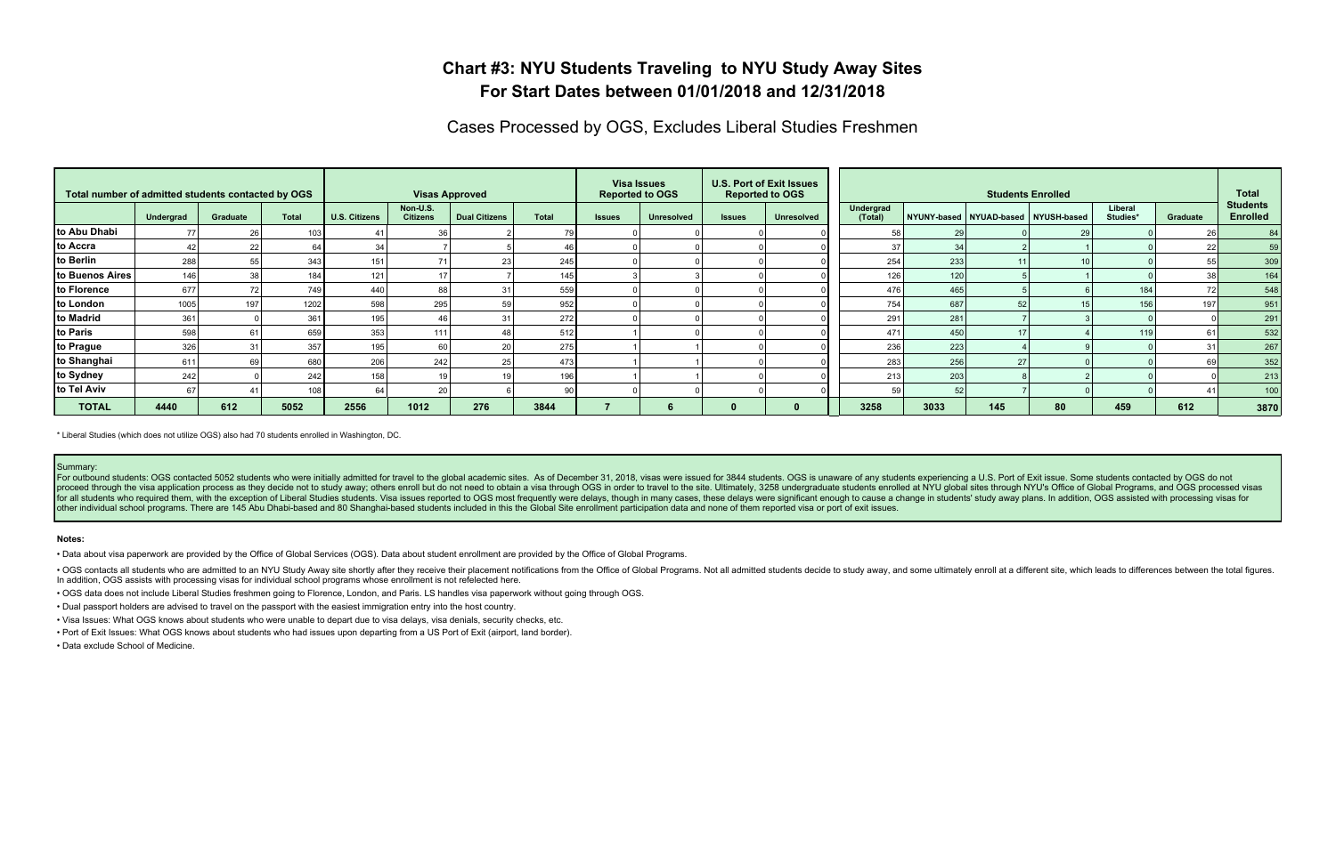# Chart #3: NYU Students Traveling to NYU Study Away Sites
# For Start Dates between 01/01/2018 and 12/31/2018

## Cases Processed by OGS, Excludes Liberal Studies Freshmen

| Total number of admitted students contacted by OGS | | | | Visas Approved | | | | Visa Issues Reported to OGS | | U.S. Port of Exit Issues Reported to OGS | | Students Enrolled | | | | | | Total Students Enrolled |
|---|---|---|---|---|---|---|---|---|---|---|---|---|---|---|---|---|---|---|
| | Undergrad | Graduate | Total | U.S. Citizens | Non-U.S. Citizens | Dual Citizens | Total | Issues | Unresolved | Issues | Unresolved | Undergrad (Total) | NYUNY-based | NYUAD-based | NYUSH-based | Liberal Studies* | Graduate | |
| to Abu Dhabi | 77 | 26 | 103 | 41 | 36 | 2 | 79 | 0 | 0 | 0 | 0 | 58 | 29 | 0 | 29 | 0 | 26 | 84 |
| to Accra | 42 | 22 | 64 | 34 | 7 | 5 | 46 | 0 | 0 | 0 | 0 | 37 | 34 | 2 | 1 | 0 | 22 | 59 |
| to Berlin | 288 | 55 | 343 | 151 | 71 | 23 | 245 | 0 | 0 | 0 | 0 | 254 | 233 | 11 | 10 | 0 | 55 | 309 |
| to Buenos Aires | 146 | 38 | 184 | 121 | 17 | 7 | 145 | 3 | 3 | 0 | 0 | 126 | 120 | 5 | 1 | 0 | 38 | 164 |
| to Florence | 677 | 72 | 749 | 440 | 88 | 31 | 559 | 0 | 0 | 0 | 0 | 476 | 465 | 5 | 6 | 184 | 72 | 548 |
| to London | 1005 | 197 | 1202 | 598 | 295 | 59 | 952 | 0 | 0 | 0 | 0 | 754 | 687 | 52 | 15 | 156 | 197 | 951 |
| to Madrid | 361 | 0 | 361 | 195 | 46 | 31 | 272 | 0 | 0 | 0 | 0 | 291 | 281 | 7 | 3 | 0 | 0 | 291 |
| to Paris | 598 | 61 | 659 | 353 | 111 | 48 | 512 | 1 | 0 | 0 | 0 | 471 | 450 | 17 | 4 | 119 | 61 | 532 |
| to Prague | 326 | 31 | 357 | 195 | 60 | 20 | 275 | 1 | 1 | 0 | 0 | 236 | 223 | 4 | 9 | 0 | 31 | 267 |
| to Shanghai | 611 | 69 | 680 | 206 | 242 | 25 | 473 | 1 | 1 | 0 | 0 | 283 | 256 | 27 | 0 | 0 | 69 | 352 |
| to Sydney | 242 | 0 | 242 | 158 | 19 | 19 | 196 | 1 | 1 | 0 | 0 | 213 | 203 | 8 | 2 | 0 | 0 | 213 |
| to Tel Aviv | 67 | 41 | 108 | 64 | 20 | 6 | 90 | 0 | 0 | 0 | 0 | 59 | 52 | 7 | 0 | 0 | 41 | 100 |
| **TOTAL** | **4440** | **612** | **5052** | **2556** | **1012** | **276** | **3844** | **7** | **6** | **0** | **0** | **3258** | **3033** | **145** | **80** | **459** | **612** | **3870** |

* Liberal Studies (which does not utilize OGS) also had 70 students enrolled in Washington, DC.

Summary:
For outbound students: OGS contacted 5052 students who were initially admitted for travel to the global academic sites. As of December 31, 2018, visas were issued for 3844 students. OGS is unaware of any students experiencing a U.S. Port of Exit issue. Some students contacted by OGS do not proceed through the visa application process as they decide not to study away; others enroll but do not need to obtain a visa through OGS in order to travel to the site. Ultimately, 3258 undergraduate students enrolled at NYU global sites through NYU's Office of Global Programs, and OGS processed visas for all students who required them, with the exception of Liberal Studies students. Visa issues reported to OGS most frequently were delays, though in many cases, these delays were significant enough to cause a change in students' study away plans. In addition, OGS assisted with processing visas for other individual school programs. There are 145 Abu Dhabi-based and 80 Shanghai-based students included in this the Global Site enrollment participation data and none of them reported visa or port of exit issues.

**Notes:**

- Data about visa paperwork are provided by the Office of Global Services (OGS). Data about student enrollment are provided by the Office of Global Programs.
- OGS contacts all students who are admitted to an NYU Study Away site shortly after they receive their placement notifications from the Office of Global Programs. Not all admitted students decide to study away, and some ultimately enroll at a different site, which leads to differences between the total figures. In addition, OGS assists with processing visas for individual school programs whose enrollment is not refelected here.
- OGS data does not include Liberal Studies freshmen going to Florence, London, and Paris. LS handles visa paperwork without going through OGS.
- Dual passport holders are advised to travel on the passport with the easiest immigration entry into the host country.
- Visa Issues: What OGS knows about students who were unable to depart due to visa delays, visa denials, security checks, etc.
- Port of Exit Issues: What OGS knows about students who had issues upon departing from a US Port of Exit (airport, land border).
- Data exclude School of Medicine.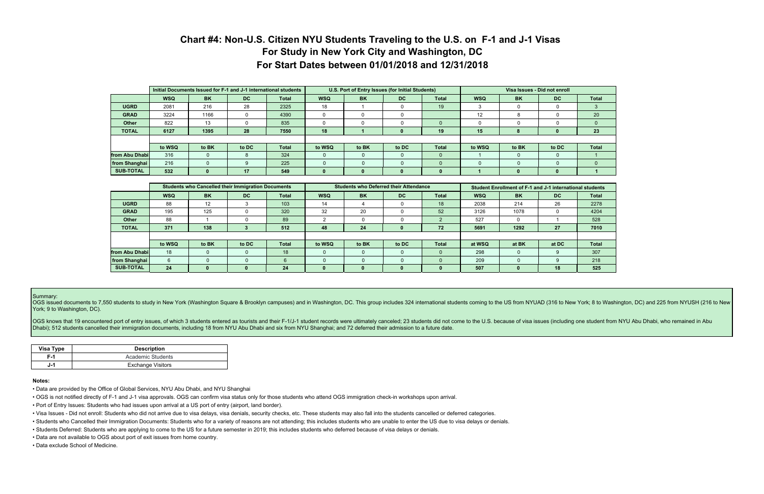# Chart #4: Non-U.S. Citizen NYU Students Traveling to the U.S. on F-1 and J-1 Visas
## For Study in New York City and Washington, DC
## For Start Dates between 01/01/2018 and 12/31/2018

| | Initial Documents Issued for F-1 and J-1 international students | | | | U.S. Port of Entry Issues (for Initial Students) | | | | Visa Issues - Did not enroll | | | |
|---|---|---|---|---|---|---|---|---|---|---|---|---|
| | WSQ | BK | DC | Total | WSQ | BK | DC | Total | WSQ | BK | DC | Total |
| UGRD | 2081 | 216 | 28 | 2325 | 18 | 1 | 0 | 19 | 3 | 0 | 0 | 3 |
| GRAD | 3224 | 1166 | 0 | 4390 | 0 | 0 | 0 | | 12 | 8 | 0 | 20 |
| Other | 822 | 13 | 0 | 835 | 0 | 0 | 0 | 0 | 0 | 0 | 0 | 0 |
| TOTAL | 6127 | 1395 | 28 | 7550 | 18 | 1 | 0 | 19 | 15 | 8 | 0 | 23 |
| | to WSQ | to BK | to DC | Total | to WSQ | to BK | to DC | Total | to WSQ | to BK | to DC | Total |
| from Abu Dhabi | 316 | 0 | 8 | 324 | 0 | 0 | 0 | 0 | 1 | 0 | 0 | 1 |
| from Shanghai | 216 | 0 | 9 | 225 | 0 | 0 | 0 | 0 | 0 | 0 | 0 | 0 |
| SUB-TOTAL | 532 | 0 | 17 | 549 | 0 | 0 | 0 | 0 | 1 | 0 | 0 | 1 |

| | Students who Cancelled their Immigration Documents | | | | Students who Deferred their Attendance | | | | Student Enrollment of F-1 and J-1 international students | | | |
|---|---|---|---|---|---|---|---|---|---|---|---|---|
| | WSQ | BK | DC | Total | WSQ | BK | DC | Total | WSQ | BK | DC | Total |
| UGRD | 88 | 12 | 3 | 103 | 14 | 4 | 0 | 18 | 2038 | 214 | 26 | 2278 |
| GRAD | 195 | 125 | 0 | 320 | 32 | 20 | 0 | 52 | 3126 | 1078 | 0 | 4204 |
| Other | 88 | 1 | 0 | 89 | 2 | 0 | 0 | 2 | 527 | 0 | 1 | 528 |
| TOTAL | 371 | 138 | 3 | 512 | 48 | 24 | 0 | 72 | 5691 | 1292 | 27 | 7010 |
| | to WSQ | to BK | to DC | Total | to WSQ | to BK | to DC | Total | at WSQ | at BK | at DC | Total |
| from Abu Dhabi | 18 | 0 | 0 | 18 | 0 | 0 | 0 | 0 | 298 | 0 | 9 | 307 |
| from Shanghai | 6 | 0 | 0 | 6 | 0 | 0 | 0 | 0 | 209 | 0 | 9 | 218 |
| SUB-TOTAL | 24 | 0 | 0 | 24 | 0 | 0 | 0 | 0 | 507 | 0 | 18 | 525 |

Summary:
OGS issued documents to 7,550 students to study in New York (Washington Square & Brooklyn campuses) and in Washington, DC. This group includes 324 international students coming to the US from NYUAD (316 to New York; 8 to Washington, DC) and 225 from NYUSH (216 to New York; 9 to Washington, DC).

OGS knows that 19 encountered port of entry issues, of which 3 students entered as tourists and their F-1/J-1 student records were ultimately canceled; 23 students did not come to the U.S. because of visa issues (including one student from NYU Abu Dhabi, who remained in Abu Dhabi); 512 students cancelled their immigration documents, including 18 from NYU Abu Dhabi and six from NYU Shanghai; and 72 deferred their admission to a future date.

| Visa Type | Description |
|---|---|
| F-1 | Academic Students |
| J-1 | Exchange Visitors |

**Notes:**

- Data are provided by the Office of Global Services, NYU Abu Dhabi, and NYU Shanghai
- OGS is not notified directly of F-1 and J-1 visa approvals. OGS can confirm visa status only for those students who attend OGS immigration check-in workshops upon arrival.
- Port of Entry Issues: Students who had issues upon arrival at a US port of entry (airport, land border).
- Visa Issues - Did not enroll: Students who did not arrive due to visa delays, visa denials, security checks, etc. These students may also fall into the students cancelled or deferred categories.
- Students who Cancelled their Immigration Documents: Students who for a variety of reasons are not attending; this includes students who are unable to enter the US due to visa delays or denials.
- Students Deferred: Students who are applying to come to the US for a future semester in 2019; this includes students who deferred because of visa delays or denials.
- Data are not available to OGS about port of exit issues from home country.
- Data exclude School of Medicine.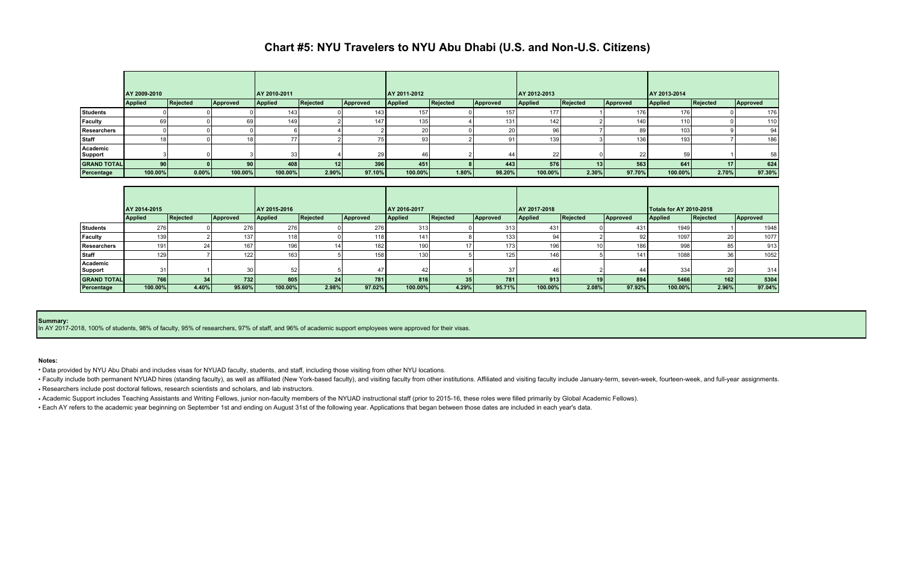# Chart #5: NYU Travelers to NYU Abu Dhabi (U.S. and Non-U.S. Citizens)

| | AY 2009-2010 | | | AY 2010-2011 | | | AY 2011-2012 | | | AY 2012-2013 | | | AY 2013-2014 | | |
|---|---|---|---|---|---|---|---|---|---|---|---|---|---|---|---|
| | Applied | Rejected | Approved | Applied | Rejected | Approved | Applied | Rejected | Approved | Applied | Rejected | Approved | Applied | Rejected | Approved |
| **Students** | 0 | 0 | 0 | 143 | 0 | 143 | 157 | 0 | 157 | 177 | 1 | 176 | 176 | 0 | 176 |
| **Faculty** | 69 | 0 | 69 | 149 | 2 | 147 | 135 | 4 | 131 | 142 | 2 | 140 | 110 | 0 | 110 |
| **Researchers** | 0 | 0 | 0 | 6 | 4 | 2 | 20 | 0 | 20 | 96 | 7 | 89 | 103 | 9 | 94 |
| **Staff** | 18 | 0 | 18 | 77 | 2 | 75 | 93 | 2 | 91 | 139 | 3 | 136 | 193 | 7 | 186 |
| **Academic Support** | 3 | 0 | 3 | 33 | 4 | 29 | 46 | 2 | 44 | 22 | 0 | 22 | 59 | 1 | 58 |
| **GRAND TOTAL** | **90** | **0** | **90** | **408** | **12** | **396** | **451** | **8** | **443** | **576** | **13** | **563** | **641** | **17** | **624** |
| **Percentage** | **100.00%** | **0.00%** | **100.00%** | **100.00%** | **2.90%** | **97.10%** | **100.00%** | **1.80%** | **98.20%** | **100.00%** | **2.30%** | **97.70%** | **100.00%** | **2.70%** | **97.30%** |

| | AY 2014-2015 | | | AY 2015-2016 | | | AY 2016-2017 | | | AY 2017-2018 | | | Totals for AY 2010-2018 | | |
|---|---|---|---|---|---|---|---|---|---|---|---|---|---|---|---|
| | Applied | Rejected | Approved | Applied | Rejected | Approved | Applied | Rejected | Approved | Applied | Rejected | Approved | Applied | Rejected | Approved |
| **Students** | 276 | 0 | 276 | 276 | 0 | 276 | 313 | 0 | 313 | 431 | 0 | 431 | 1949 | 1 | 1948 |
| **Faculty** | 139 | 2 | 137 | 118 | 0 | 118 | 141 | 8 | 133 | 94 | 2 | 92 | 1097 | 20 | 1077 |
| **Researchers** | 191 | 24 | 167 | 196 | 14 | 182 | 190 | 17 | 173 | 196 | 10 | 186 | 998 | 85 | 913 |
| **Staff** | 129 | 7 | 122 | 163 | 5 | 158 | 130 | 5 | 125 | 146 | 5 | 141 | 1088 | 36 | 1052 |
| **Academic Support** | 31 | 1 | 30 | 52 | 5 | 47 | 42 | 5 | 37 | 46 | 2 | 44 | 334 | 20 | 314 |
| **GRAND TOTAL** | **766** | **34** | **732** | **805** | **24** | **781** | **816** | **35** | **781** | **913** | **19** | **894** | **5466** | **162** | **5304** |
| **Percentage** | **100.00%** | **4.40%** | **95.60%** | **100.00%** | **2.98%** | **97.02%** | **100.00%** | **4.29%** | **95.71%** | **100.00%** | **2.08%** | **97.92%** | **100.00%** | **2.96%** | **97.04%** |

**Summary:**
In AY 2017-2018, 100% of students, 98% of faculty, 95% of researchers, 97% of staff, and 96% of academic support employees were approved for their visas.

**Notes:**

- Data provided by NYU Abu Dhabi and includes visas for NYUAD faculty, students, and staff, including those visiting from other NYU locations.
- Faculty include both permanent NYUAD hires (standing faculty), as well as affiliated (New York-based faculty), and visiting faculty from other institutions. Affiliated and visiting faculty include January-term, seven-week, fourteen-week, and full-year assignments.
- Researchers include post doctoral fellows, research scientists and scholars, and lab instructors.
- Academic Support includes Teaching Assistants and Writing Fellows, junior non-faculty members of the NYUAD instructional staff (prior to 2015-16, these roles were filled primarily by Global Academic Fellows).
- Each AY refers to the academic year beginning on September 1st and ending on August 31st of the following year. Applications that began between those dates are included in each year's data.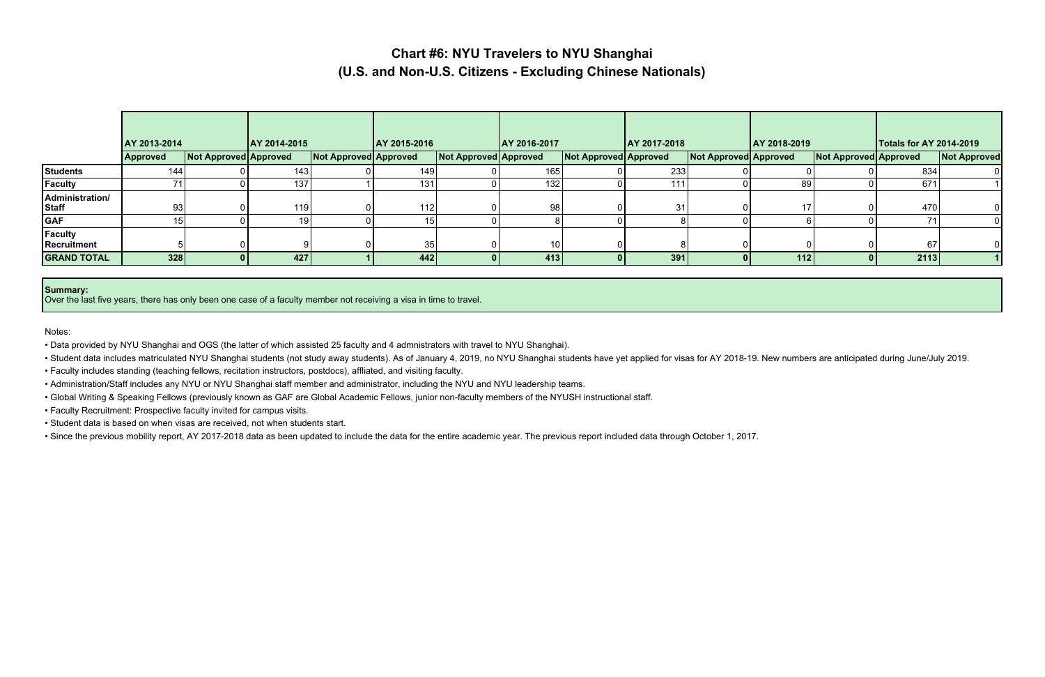# Chart #6: NYU Travelers to NYU Shanghai
## (U.S. and Non-U.S. Citizens - Excluding Chinese Nationals)

| | AY 2013-2014 | | AY 2014-2015 | | AY 2015-2016 | | AY 2016-2017 | | AY 2017-2018 | | AY 2018-2019 | | Totals for AY 2014-2019 | |
|---|---|---|---|---|---|---|---|---|---|---|---|---|---|---|
| | **Approved** | **Not Approved** | **Approved** | **Not Approved** | **Approved** | **Not Approved** | **Approved** | **Not Approved** | **Approved** | **Not Approved** | **Approved** | **Not Approved** | **Approved** | **Not Approved** |
| **Students** | 144 | 0 | 143 | 0 | 149 | 0 | 165 | 0 | 233 | 0 | 0 | 0 | 834 | 0 |
| **Faculty** | 71 | 0 | 137 | 1 | 131 | 0 | 132 | 0 | 111 | 0 | 89 | 0 | 671 | 1 |
| **Administration/ Staff** | 93 | 0 | 119 | 0 | 112 | 0 | 98 | 0 | 31 | 0 | 17 | 0 | 470 | 0 |
| **GAF** | 15 | 0 | 19 | 0 | 15 | 0 | 8 | 0 | 8 | 0 | 6 | 0 | 71 | 0 |
| **Faculty Recruitment** | 5 | 0 | 9 | 0 | 35 | 0 | 10 | 0 | 8 | 0 | 0 | 0 | 67 | 0 |
| **GRAND TOTAL** | **328** | **0** | **427** | **1** | **442** | **0** | **413** | **0** | **391** | **0** | **112** | **0** | **2113** | **1** |

**Summary:**
Over the last five years, there has only been one case of a faculty member not receiving a visa in time to travel.

Notes:

- Data provided by NYU Shanghai and OGS (the latter of which assisted 25 faculty and 4 admnistrators with travel to NYU Shanghai).
- Student data includes matriculated NYU Shanghai students (not study away students). As of January 4, 2019, no NYU Shanghai students have yet applied for visas for AY 2018-19. New numbers are anticipated during June/July 2019.
- Faculty includes standing (teaching fellows, recitation instructors, postdocs), affliated, and visiting faculty.
- Administration/Staff includes any NYU or NYU Shanghai staff member and administrator, including the NYU and NYU leadership teams.
- Global Writing & Speaking Fellows (previously known as GAF are Global Academic Fellows, junior non-faculty members of the NYUSH instructional staff.
- Faculty Recruitment: Prospective faculty invited for campus visits.
- Student data is based on when visas are received, not when students start.
- Since the previous mobility report, AY 2017-2018 data as been updated to include the data for the entire academic year. The previous report included data through October 1, 2017.